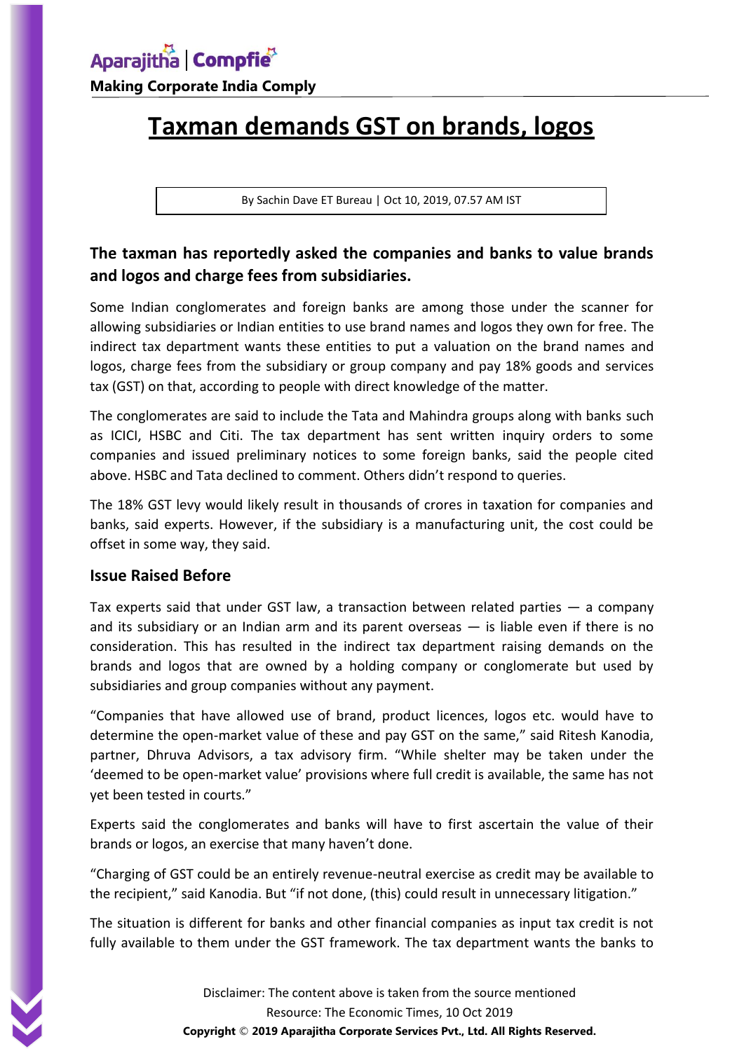# Taxman demands GST on brands, logos

By Sachin Dave ET Bureau | Oct 10, 2019, 07.57 AM IST

**The taxman has reportedly asked the companies and banks to value brands and logos and charge fees from subsidiaries.**

Some Indian conglomerates and foreign banks are among those under the scanner for allowing subsidiaries or Indian entities to use brand names and logos they own for free. The indirect tax department wants these entities to put a valuation on the brand names and logos, charge fees from the subsidiary or group company and pay 18% goods and services tax (GST) on that, according to people with direct knowledge of the matter.

The conglomerates are said to include the Tata and Mahindra groups along with banks such as ICICI, HSBC and Citi. The tax department has sent written inquiry orders to some companies and issued preliminary notices to some foreign banks, said the people cited above. HSBC and Tata declined to comment. Others didn't respond to queries.

The 18% GST levy would likely result in thousands of crores in taxation for companies and banks, said experts. However, if the subsidiary is a manufacturing unit, the cost could be offset in some way, they said.

## Issue Raised Before

Tax experts said that under GST law, a transaction between related parties — a company and its subsidiary or an Indian arm and its parent overseas — is liable even if there is no consideration. This has resulted in the indirect tax department raising demands on the brands and logos that are owned by a holding company or conglomerate but used by subsidiaries and group companies without any payment.

"Companies that have allowed use of brand, product licences, logos etc. would have to determine the open-market value of these and pay GST on the same," said Ritesh Kanodia, partner, Dhruva Advisors, a tax advisory firm. "While shelter may be taken under the 'deemed to be open-market value' provisions where full credit is available, the same has not yet been tested in courts."

Experts said the conglomerates and banks will have to first ascertain the value of their brands or logos, an exercise that many haven't done.

"Charging of GST could be an entirely revenue-neutral exercise as credit may be available to the recipient," said Kanodia. But "if not done, (this) could result in unnecessary litigation."

The situation is different for banks and other financial companies as input tax credit is not fully available to them under the GST framework. The tax department wants the banks to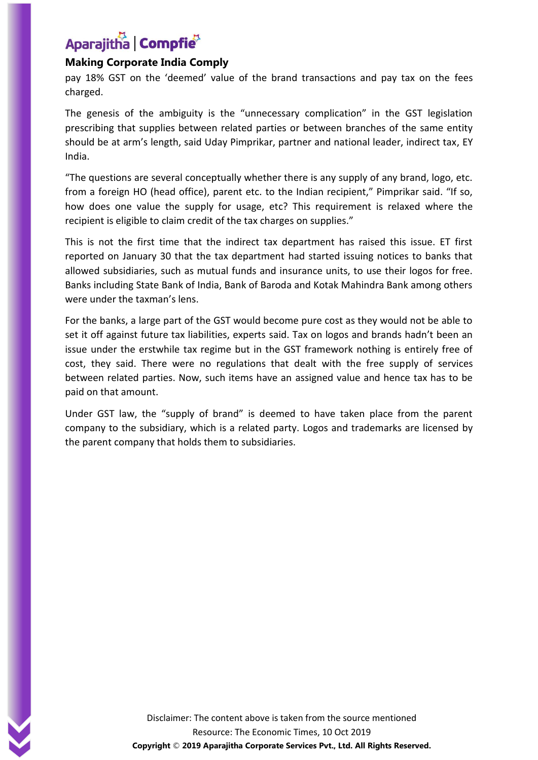pay 18% GST on the 'deemed' value of the brand transactions and pay tax on the fees charged.

The genesis of the ambiguity is the "unnecessary complication" in the GST legislation prescribing that supplies between related parties or between branches of the same entity should be at arm's length, said Uday Pimprikar, partner and national leader, indirect tax, EY India.

"The questions are several conceptually whether there is any supply of any brand, logo, etc. from a foreign HO (head office), parent etc. to the Indian recipient," Pimprikar said. "If so, how does one value the supply for usage, etc? This requirement is relaxed where the recipient is eligible to claim credit of the tax charges on supplies."

This is not the first time that the indirect tax department has raised this issue. ET first reported on January 30 that the tax department had started issuing notices to banks that allowed subsidiaries, such as mutual funds and insurance units, to use their logos for free. Banks including State Bank of India, Bank of Baroda and Kotak Mahindra Bank among others were under the taxman's lens.

For the banks, a large part of the GST would become pure cost as they would not be able to set it off against future tax liabilities, experts said. Tax on logos and brands hadn't been an issue under the erstwhile tax regime but in the GST framework nothing is entirely free of cost, they said. There were no regulations that dealt with the free supply of services between related parties. Now, such items have an assigned value and hence tax has to be paid on that amount.

Under GST law, the "supply of brand" is deemed to have taken place from the parent company to the subsidiary, which is a related party. Logos and trademarks are licensed by the parent company that holds them to subsidiaries.

Disclaimer: The content above is taken from the source mentioned

Resource: The Economic Times, 10 Oct 2019